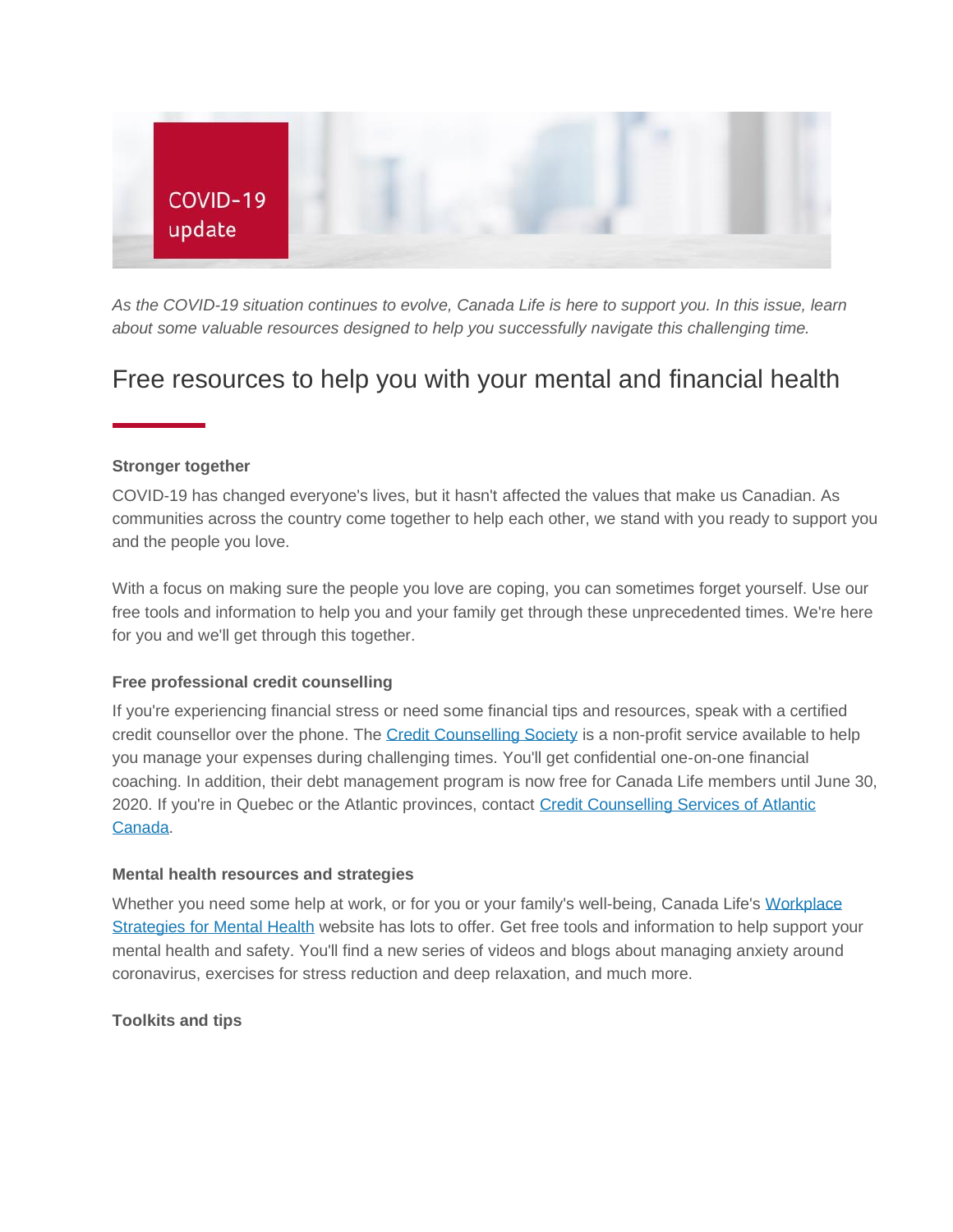COVID-19 update

*As the COVID-19 situation continues to evolve, Canada Life is here to support you. In this issue, learn about some valuable resources designed to help you successfully navigate this challenging time.*

# Free resources to help you with your mental and financial health

**Stronger together**

COVID-19 has changed everyone's lives, but it hasn't affected the values that make us Canadian. As communities across the country come together to help each other, we stand with you ready to support you and the people you love.

With a focus on making sure the people you love are coping, you can sometimes forget yourself. Use our free tools and information to help you and your family get through these unprecedented times. We're here for you and we'll get through this together.

**Free professional credit counselling**

If you're experiencing financial stress or need some financial tips and resources, speak with a certified credit counsellor over the phone. The Credit Counselling Society is a non-profit service available to help you manage your expenses during challenging times. You'll get confidential one-on-one financial coaching. In addition, their debt management program is now free for Canada Life members until June 30, 2020. If you're in Quebec or the Atlantic provinces, contact Credit Counselling Services of Atlantic Canada.

**Mental health resources and strategies**

Whether you need some help at work, or for you or your family's well-being, Canada Life's Workplace Strategies for Mental Health website has lots to offer. Get free tools and information to help support your mental health and safety. You'll find a new series of videos and blogs about managing anxiety around coronavirus, exercises for stress reduction and deep relaxation, and much more.

**Toolkits and tips**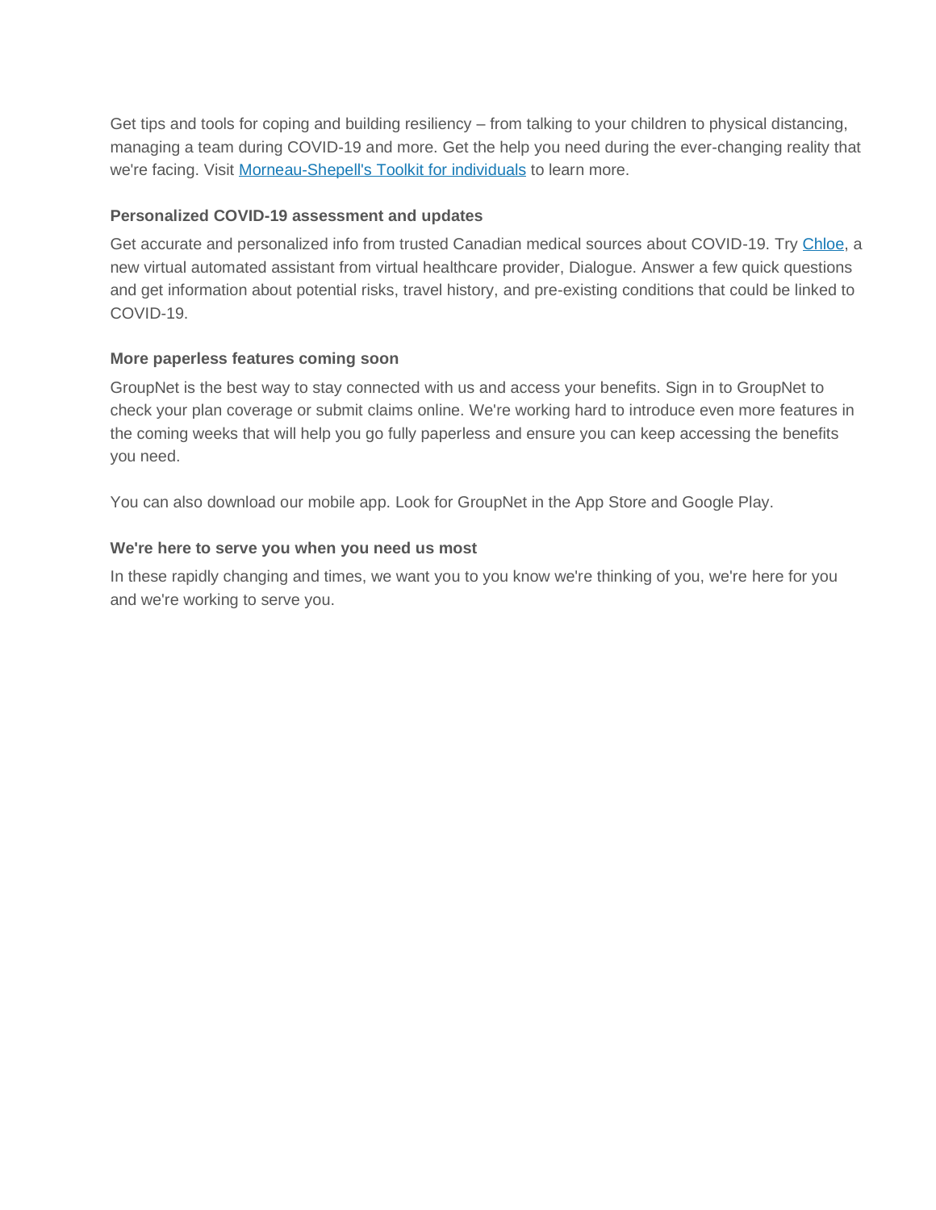Get tips and tools for coping and building resiliency – from talking to your children to physical distancing, managing a team during COVID-19 and more. Get the help you need during the ever-changing reality that we're facing. Visit [Morneau-Shepell's Toolkit for individuals]() to learn more.

**Personalized COVID-19 assessment and updates**

Get accurate and personalized info from trusted Canadian medical sources about COVID-19. Try [Chloe](), a new virtual automated assistant from virtual healthcare provider, Dialogue. Answer a few quick questions and get information about potential risks, travel history, and pre-existing conditions that could be linked to COVID-19.

**More paperless features coming soon**

GroupNet is the best way to stay connected with us and access your benefits. Sign in to GroupNet to check your plan coverage or submit claims online. We're working hard to introduce even more features in the coming weeks that will help you go fully paperless and ensure you can keep accessing the benefits you need.

You can also download our mobile app. Look for GroupNet in the App Store and Google Play.

**We're here to serve you when you need us most**

In these rapidly changing and times, we want you to you know we're thinking of you, we're here for you and we're working to serve you.